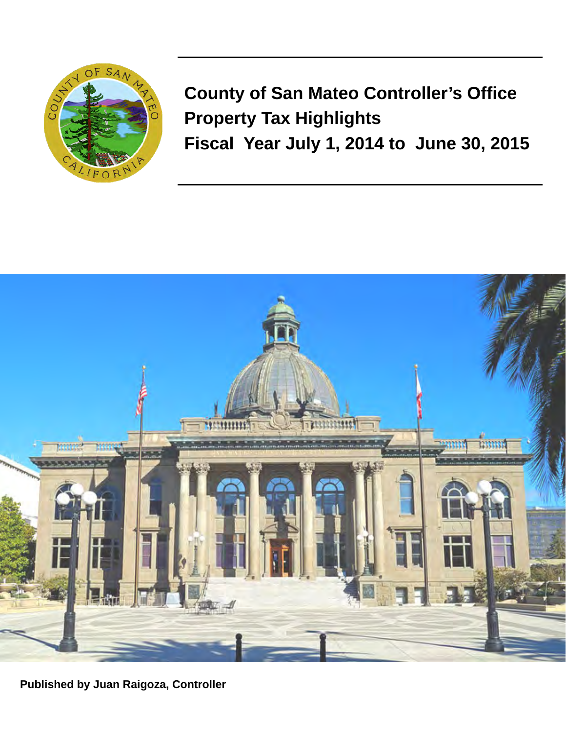# County of San Mateo Controller's Office
# Property Tax Highlights
# Fiscal Year July 1, 2014 to June 30, 2015

**Published by Juan Raigoza, Controller**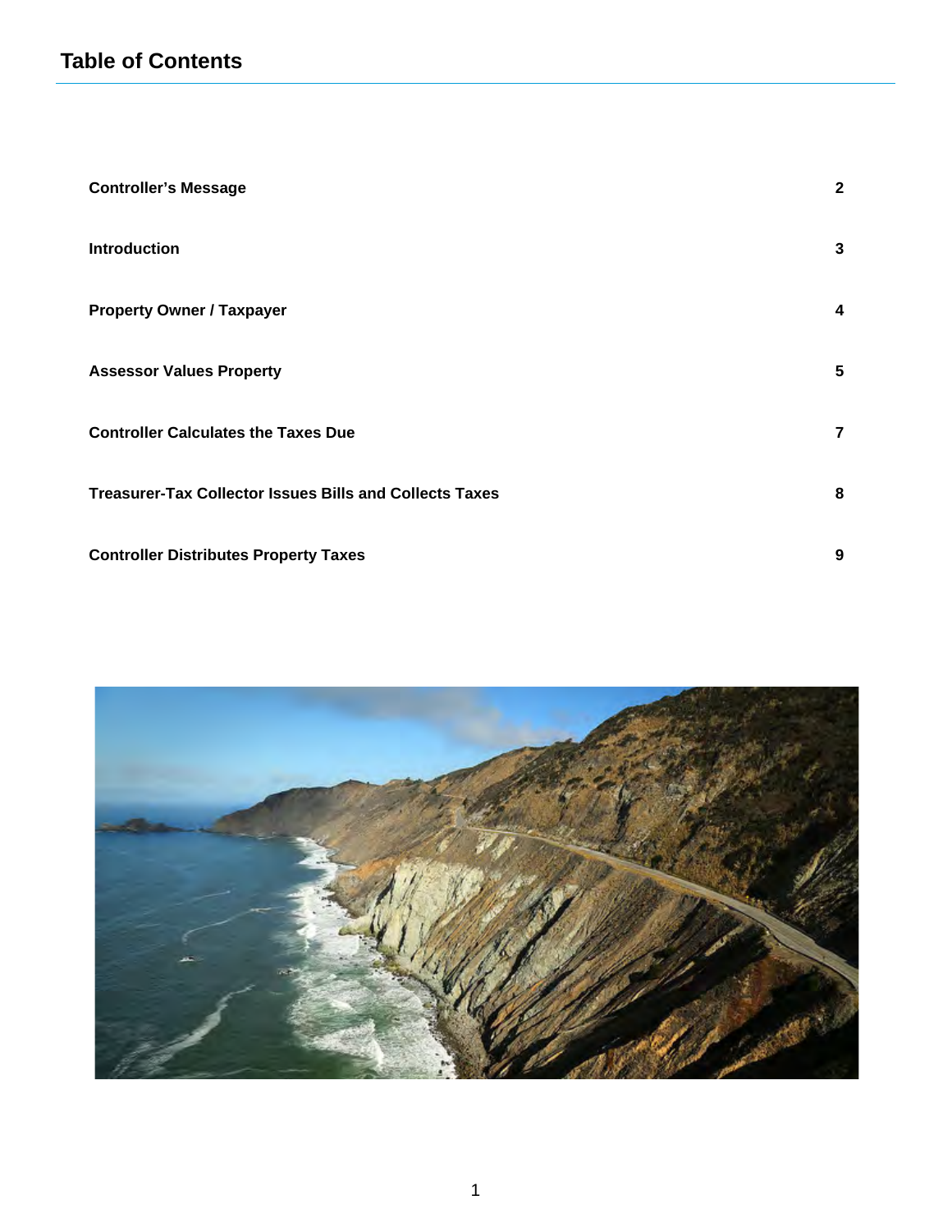# Table of Contents

| | |
|---|---|
| **Controller's Message** | **2** |
| **Introduction** | **3** |
| **Property Owner / Taxpayer** | **4** |
| **Assessor Values Property** | **5** |
| **Controller Calculates the Taxes Due** | **7** |
| **Treasurer-Tax Collector Issues Bills and Collects Taxes** | **8** |
| **Controller Distributes Property Taxes** | **9** |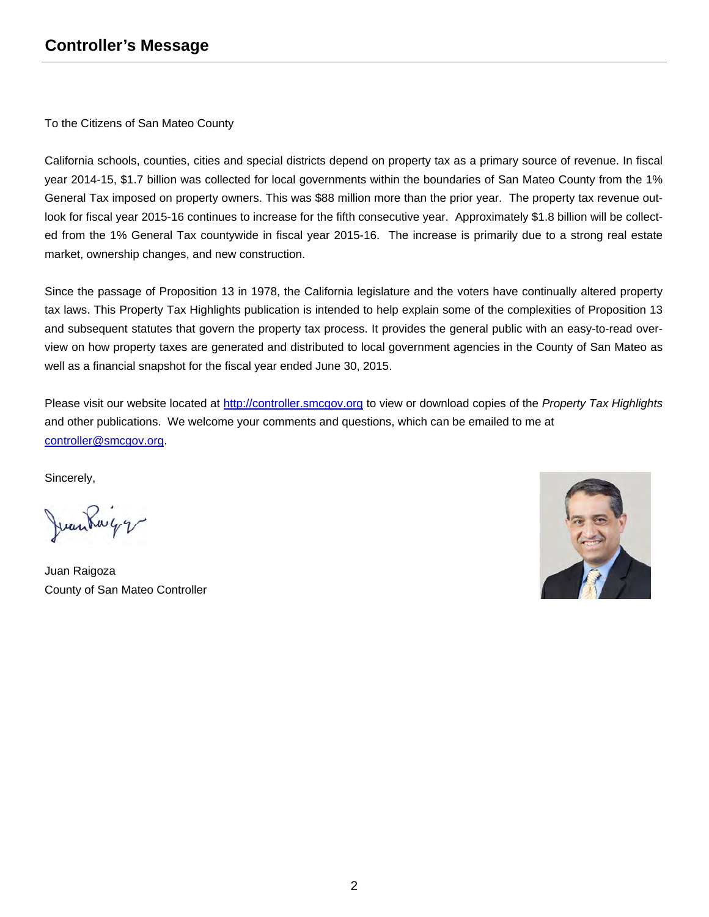## Controller's Message

To the Citizens of San Mateo County

California schools, counties, cities and special districts depend on property tax as a primary source of revenue. In fiscal year 2014-15, $1.7 billion was collected for local governments within the boundaries of San Mateo County from the 1% General Tax imposed on property owners. This was $88 million more than the prior year. The property tax revenue outlook for fiscal year 2015-16 continues to increase for the fifth consecutive year. Approximately $1.8 billion will be collected from the 1% General Tax countywide in fiscal year 2015-16. The increase is primarily due to a strong real estate market, ownership changes, and new construction.

Since the passage of Proposition 13 in 1978, the California legislature and the voters have continually altered property tax laws. This Property Tax Highlights publication is intended to help explain some of the complexities of Proposition 13 and subsequent statutes that govern the property tax process. It provides the general public with an easy-to-read overview on how property taxes are generated and distributed to local government agencies in the County of San Mateo as well as a financial snapshot for the fiscal year ended June 30, 2015.

Please visit our website located at [http://controller.smcgov.org](http://controller.smcgov.org) to view or download copies of the *Property Tax Highlights* and other publications. We welcome your comments and questions, which can be emailed to me at [controller@smcgov.org](mailto:controller@smcgov.org).

Sincerely,

Juan Raigoza
County of San Mateo Controller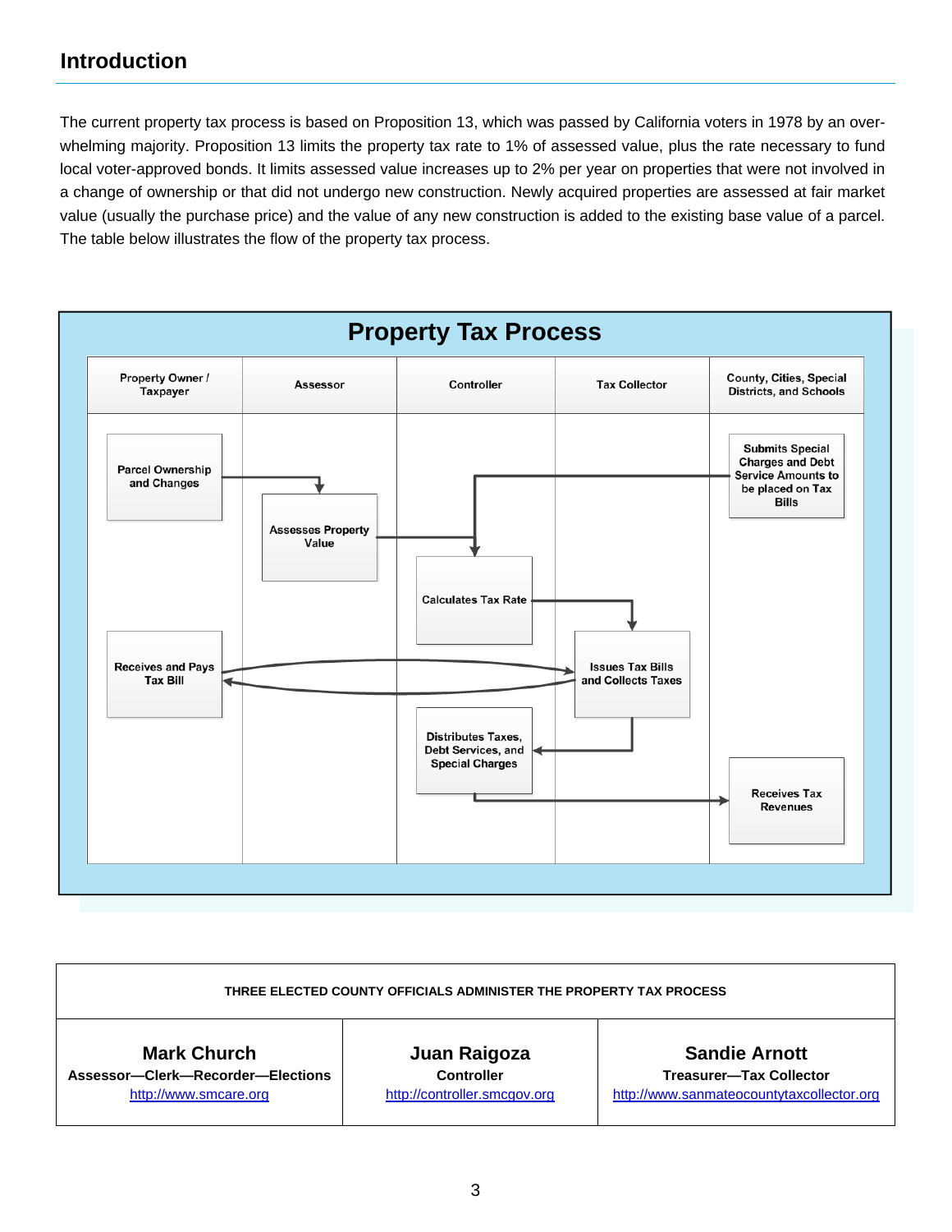## Introduction

The current property tax process is based on Proposition 13, which was passed by California voters in 1978 by an overwhelming majority. Proposition 13 limits the property tax rate to 1% of assessed value, plus the rate necessary to fund local voter-approved bonds. It limits assessed value increases up to 2% per year on properties that were not involved in a change of ownership or that did not undergo new construction. Newly acquired properties are assessed at fair market value (usually the purchase price) and the value of any new construction is added to the existing base value of a parcel. The table below illustrates the flow of the property tax process.

### Property Tax Process

| Property Owner / Taxpayer | Assessor | Controller | Tax Collector | County, Cities, Special Districts, and Schools |
|---|---|---|---|---|
| Parcel Ownership and Changes | Assesses Property Value | Calculates Tax Rate | Issues Tax Bills and Collects Taxes | Submits Special Charges and Debt Service Amounts to be placed on Tax Bills |
| Receives and Pays Tax Bill | | Distributes Taxes, Debt Services, and Special Charges | | Receives Tax Revenues |

| THREE ELECTED COUNTY OFFICIALS ADMINISTER THE PROPERTY TAX PROCESS | | |
|---|---|---|
| **Mark Church**<br>**Assessor—Clerk—Recorder—Elections**<br>http://www.smcare.org | **Juan Raigoza**<br>**Controller**<br>http://controller.smcgov.org | **Sandie Arnott**<br>**Treasurer—Tax Collector**<br>http://www.sanmateocountytaxcollector.org |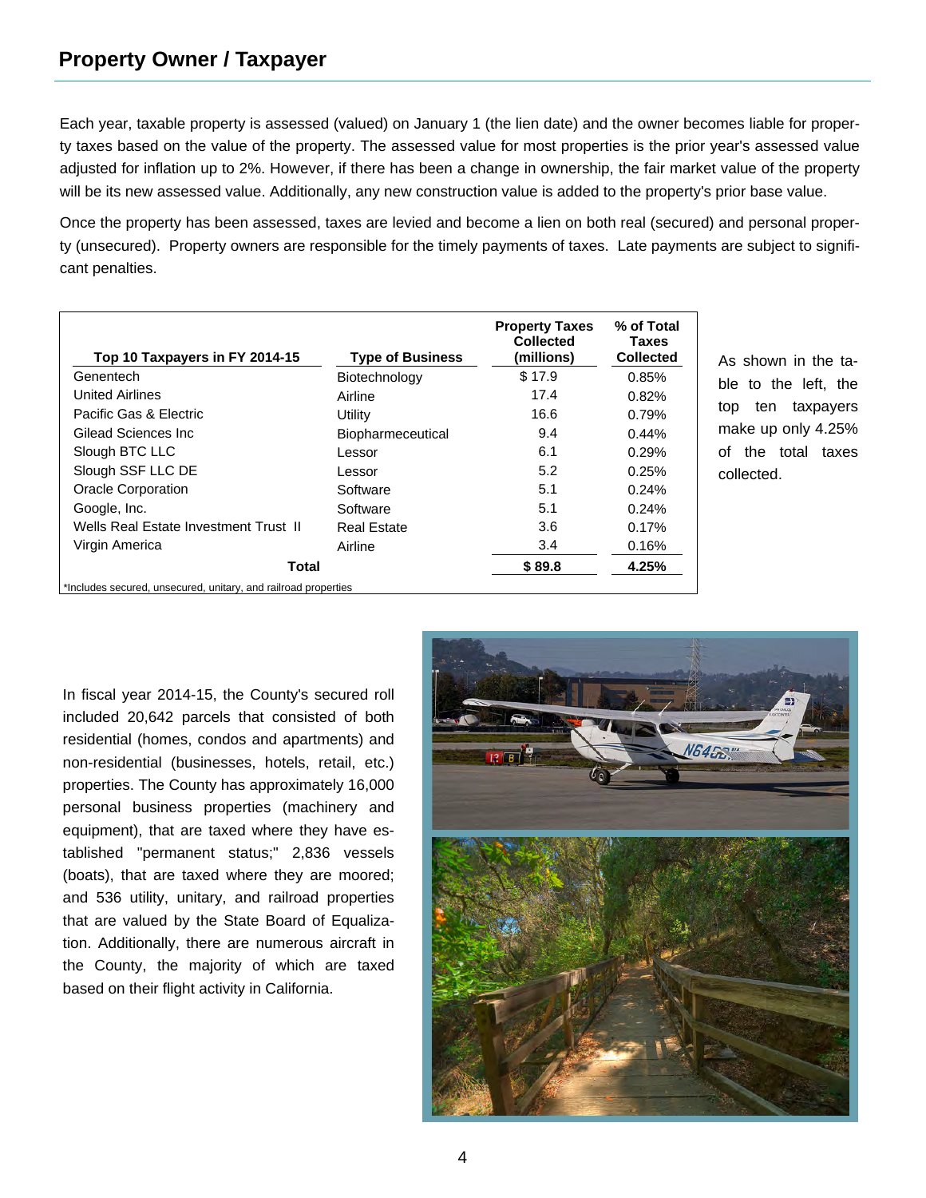## Property Owner / Taxpayer

Each year, taxable property is assessed (valued) on January 1 (the lien date) and the owner becomes liable for property taxes based on the value of the property. The assessed value for most properties is the prior year's assessed value adjusted for inflation up to 2%. However, if there has been a change in ownership, the fair market value of the property will be its new assessed value. Additionally, any new construction value is added to the property's prior base value.

Once the property has been assessed, taxes are levied and become a lien on both real (secured) and personal property (unsecured). Property owners are responsible for the timely payments of taxes. Late payments are subject to significant penalties.

| Top 10 Taxpayers in FY 2014-15 | Type of Business | Property Taxes Collected (millions) | % of Total Taxes Collected |
|---|---|---|---|
| Genentech | Biotechnology | $ 17.9 | 0.85% |
| United Airlines | Airline | 17.4 | 0.82% |
| Pacific Gas & Electric | Utility | 16.6 | 0.79% |
| Gilead Sciences Inc | Biopharmeceutical | 9.4 | 0.44% |
| Slough BTC LLC | Lessor | 6.1 | 0.29% |
| Slough SSF LLC DE | Lessor | 5.2 | 0.25% |
| Oracle Corporation | Software | 5.1 | 0.24% |
| Google, Inc. | Software | 5.1 | 0.24% |
| Wells Real Estate Investment Trust II | Real Estate | 3.6 | 0.17% |
| Virgin America | Airline | 3.4 | 0.16% |
| **Total** | | **$ 89.8** | **4.25%** |

*Includes secured, unsecured, unitary, and railroad properties

As shown in the table to the left, the top ten taxpayers make up only 4.25% of the total taxes collected.

In fiscal year 2014-15, the County's secured roll included 20,642 parcels that consisted of both residential (homes, condos and apartments) and non-residential (businesses, hotels, retail, etc.) properties. The County has approximately 16,000 personal business properties (machinery and equipment), that are taxed where they have established "permanent status;" 2,836 vessels (boats), that are taxed where they are moored; and 536 utility, unitary, and railroad properties that are valued by the State Board of Equalization. Additionally, there are numerous aircraft in the County, the majority of which are taxed based on their flight activity in California.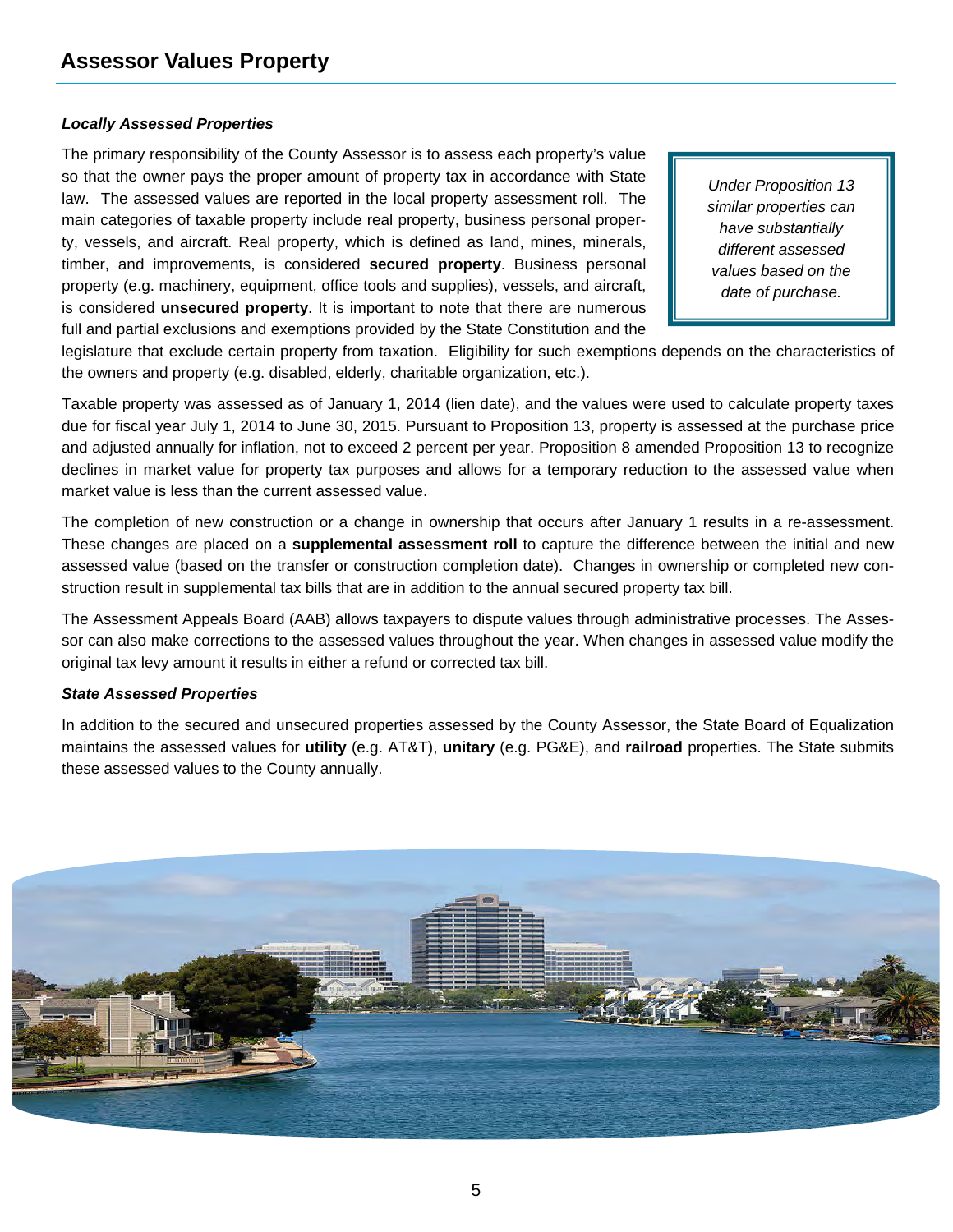# Assessor Values Property

### *Locally Assessed Properties*

The primary responsibility of the County Assessor is to assess each property's value so that the owner pays the proper amount of property tax in accordance with State law. The assessed values are reported in the local property assessment roll. The main categories of taxable property include real property, business personal property, vessels, and aircraft. Real property, which is defined as land, mines, minerals, timber, and improvements, is considered **secured property**. Business personal property (e.g. machinery, equipment, office tools and supplies), vessels, and aircraft, is considered **unsecured property**. It is important to note that there are numerous full and partial exclusions and exemptions provided by the State Constitution and the legislature that exclude certain property from taxation. Eligibility for such exemptions depends on the characteristics of the owners and property (e.g. disabled, elderly, charitable organization, etc.).

> *Under Proposition 13 similar properties can have substantially different assessed values based on the date of purchase.*

Taxable property was assessed as of January 1, 2014 (lien date), and the values were used to calculate property taxes due for fiscal year July 1, 2014 to June 30, 2015. Pursuant to Proposition 13, property is assessed at the purchase price and adjusted annually for inflation, not to exceed 2 percent per year. Proposition 8 amended Proposition 13 to recognize declines in market value for property tax purposes and allows for a temporary reduction to the assessed value when market value is less than the current assessed value.

The completion of new construction or a change in ownership that occurs after January 1 results in a re-assessment. These changes are placed on a **supplemental assessment roll** to capture the difference between the initial and new assessed value (based on the transfer or construction completion date). Changes in ownership or completed new construction result in supplemental tax bills that are in addition to the annual secured property tax bill.

The Assessment Appeals Board (AAB) allows taxpayers to dispute values through administrative processes. The Assessor can also make corrections to the assessed values throughout the year. When changes in assessed value modify the original tax levy amount it results in either a refund or corrected tax bill.

### *State Assessed Properties*

In addition to the secured and unsecured properties assessed by the County Assessor, the State Board of Equalization maintains the assessed values for **utility** (e.g. AT&T), **unitary** (e.g. PG&E), and **railroad** properties. The State submits these assessed values to the County annually.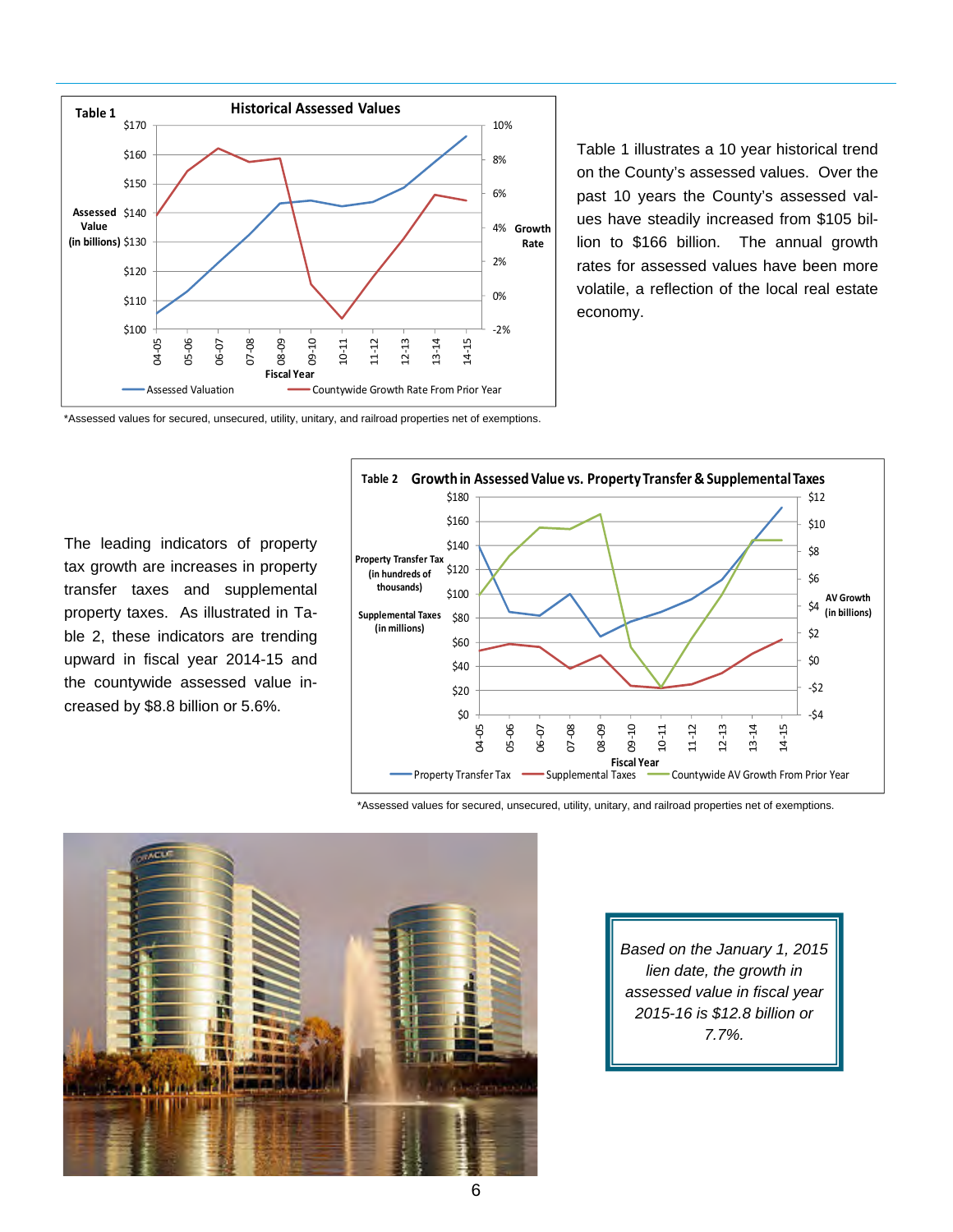Table 1 illustrates a 10 year historical trend on the County's assessed values. Over the past 10 years the County's assessed values have steadily increased from $105 billion to $166 billion. The annual growth rates for assessed values have been more volatile, a reflection of the local real estate economy.

*Assessed values for secured, unsecured, utility, unitary, and railroad properties net of exemptions.

The leading indicators of property tax growth are increases in property transfer taxes and supplemental property taxes. As illustrated in Table 2, these indicators are trending upward in fiscal year 2014-15 and the countywide assessed value increased by $8.8 billion or 5.6%.

*Assessed values for secured, unsecured, utility, unitary, and railroad properties net of exemptions.

*Based on the January 1, 2015 lien date, the growth in assessed value in fiscal year 2015-16 is $12.8 billion or 7.7%.*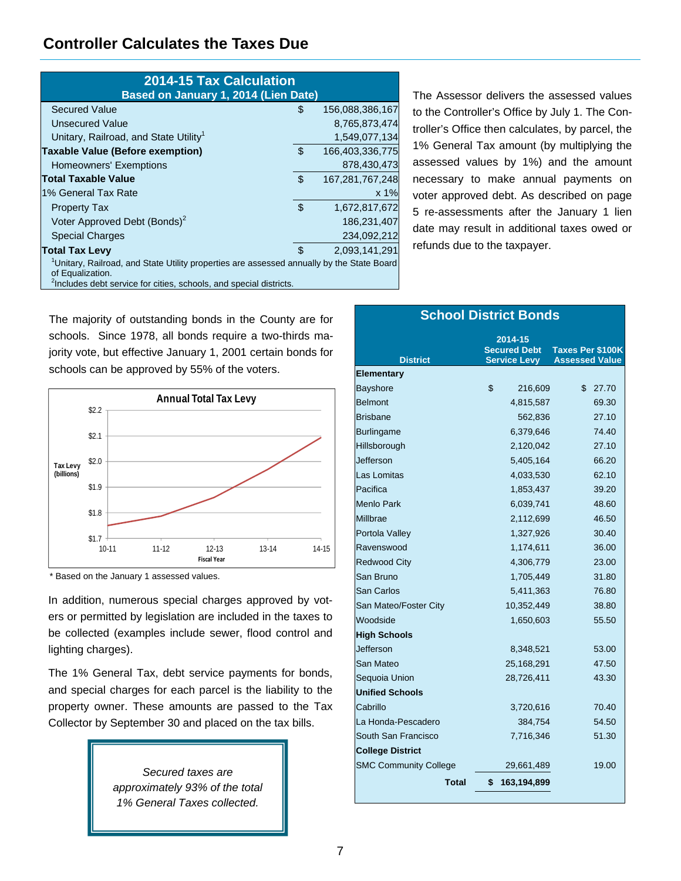## Controller Calculates the Taxes Due

| 2014-15 Tax Calculation Based on January 1, 2014 (Lien Date) | | |
|---|---|---|
| Secured Value | $ | 156,088,386,167 |
| Unsecured Value | | 8,765,873,474 |
| Unitary, Railroad, and State Utility[1] | | 1,549,077,134 |
| **Taxable Value (Before exemption)** | $ | 166,403,336,775 |
| Homeowners' Exemptions | | 878,430,473 |
| **Total Taxable Value** | $ | 167,281,767,248 |
| 1% General Tax Rate | | x 1% |
| Property Tax | $ | 1,672,817,672 |
| Voter Approved Debt (Bonds)[2] | | 186,231,407 |
| Special Charges | | 234,092,212 |
| **Total Tax Levy** | $ | 2,093,141,291 |

[1]Unitary, Railroad, and State Utility properties are assessed annually by the State Board of Equalization.
[2]Includes debt service for cities, schools, and special districts.

The Assessor delivers the assessed values to the Controller's Office by July 1. The Controller's Office then calculates, by parcel, the 1% General Tax amount (by multiplying the assessed values by 1%) and the amount necessary to make annual payments on voter approved debt. As described on page 5 re-assessments after the January 1 lien date may result in additional taxes owed or refunds due to the taxpayer.

The majority of outstanding bonds in the County are for schools. Since 1978, all bonds require a two-thirds majority vote, but effective January 1, 2001 certain bonds for schools can be approved by 55% of the voters.

**Annual Total Tax Levy**

| Fiscal Year | Tax Levy (billions) |
|---|---|
| 10-11 | ~$1.75 |
| 11-12 | ~$1.79 |
| 12-13 | ~$1.86 |
| 13-14 | ~$1.97 |
| 14-15 | ~$2.09 |

\* Based on the January 1 assessed values.

In addition, numerous special charges approved by voters or permitted by legislation are included in the taxes to be collected (examples include sewer, flood control and lighting charges).

The 1% General Tax, debt service payments for bonds, and special charges for each parcel is the liability to the property owner. These amounts are passed to the Tax Collector by September 30 and placed on the tax bills.

*Secured taxes are approximately 93% of the total 1% General Taxes collected.*

### School District Bonds

| District | 2014-15 Secured Debt Service Levy | Taxes Per $100K Assessed Value |
|---|---|---|
| **Elementary** | | |
| Bayshore | $ 216,609 | $ 27.70 |
| Belmont | 4,815,587 | 69.30 |
| Brisbane | 562,836 | 27.10 |
| Burlingame | 6,379,646 | 74.40 |
| Hillsborough | 2,120,042 | 27.10 |
| Jefferson | 5,405,164 | 66.20 |
| Las Lomitas | 4,033,530 | 62.10 |
| Pacifica | 1,853,437 | 39.20 |
| Menlo Park | 6,039,741 | 48.60 |
| Millbrae | 2,112,699 | 46.50 |
| Portola Valley | 1,327,926 | 30.40 |
| Ravenswood | 1,174,611 | 36.00 |
| Redwood City | 4,306,779 | 23.00 |
| San Bruno | 1,705,449 | 31.80 |
| San Carlos | 5,411,363 | 76.80 |
| San Mateo/Foster City | 10,352,449 | 38.80 |
| Woodside | 1,650,603 | 55.50 |
| **High Schools** | | |
| Jefferson | 8,348,521 | 53.00 |
| San Mateo | 25,168,291 | 47.50 |
| Sequoia Union | 28,726,411 | 43.30 |
| **Unified Schools** | | |
| Cabrillo | 3,720,616 | 70.40 |
| La Honda-Pescadero | 384,754 | 54.50 |
| South San Francisco | 7,716,346 | 51.30 |
| **College District** | | |
| SMC Community College | 29,661,489 | 19.00 |
| **Total** | **$ 163,194,899** | |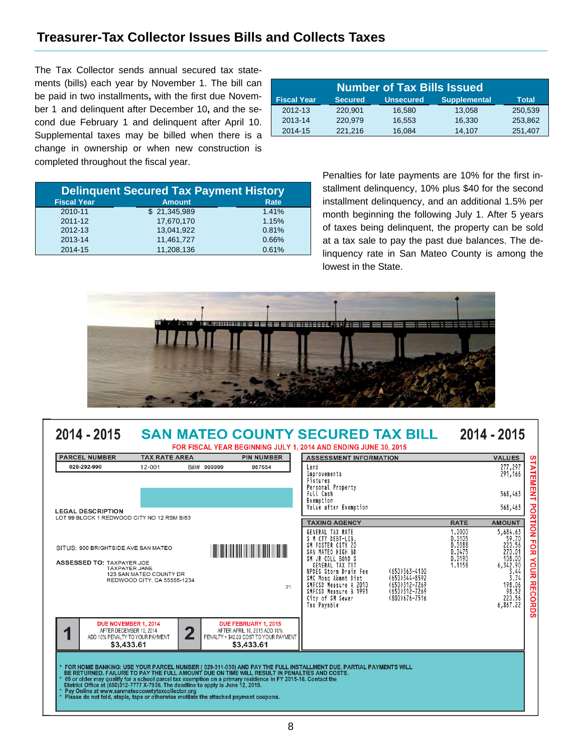## Treasurer-Tax Collector Issues Bills and Collects Taxes

The Tax Collector sends annual secured tax statements (bills) each year by November 1. The bill can be paid in two installments, with the first due November 1 and delinquent after December 10, and the second due February 1 and delinquent after April 10. Supplemental taxes may be billed when there is a change in ownership or when new construction is completed throughout the fiscal year.

**Number of Tax Bills Issued**

| Fiscal Year | Secured | Unsecured | Supplemental | Total |
|---|---|---|---|---|
| 2012-13 | 220,901 | 16,580 | 13,058 | 250,539 |
| 2013-14 | 220,979 | 16,553 | 16,330 | 253,862 |
| 2014-15 | 221,216 | 16,084 | 14,107 | 251,407 |

**Delinquent Secured Tax Payment History**

| Fiscal Year | Amount | Rate |
|---|---|---|
| 2010-11 | $ 21,345,989 | 1.41% |
| 2011-12 | 17,670,170 | 1.15% |
| 2012-13 | 13,041,922 | 0.81% |
| 2013-14 | 11,461,727 | 0.66% |
| 2014-15 | 11,208,136 | 0.61% |

Penalties for late payments are 10% for the first installment delinquency, 10% plus $40 for the second installment delinquency, and an additional 1.5% per month beginning the following July 1. After 5 years of taxes being delinquent, the property can be sold at a tax sale to pay the past due balances. The delinquency rate in San Mateo County is among the lowest in the State.

**2014 - 2015 SAN MATEO COUNTY SECURED TAX BILL 2014 - 2015**

FOR FISCAL YEAR BEGINNING JULY 1, 2014 AND ENDING JUNE 30, 2015

| PARCEL NUMBER | TAX RATE AREA | | PIN NUMBER |
|---|---|---|---|
| 028-292-990 | 12-001 | Bill# 999999 | 987654 |

LEGAL DESCRIPTION
LOT 99 BLOCK 1 REDWOOD CITY NO 12 RSM B/83

SITUS: 900 BRIGHTSIDE AVE SAN MATEO

ASSESSED TO: TAXPAYER JOE
TAXPAYER JANE
123 SAN MATEO COUNTY DR
REDWOOD CITY, CA 55555-1234

21

| ASSESSMENT INFORMATION | VALUES |
|---|---|
| Land | 277,297 |
| Improvements | 291,166 |
| Fixtures | |
| Personal Property | |
| Full Cash | 568,463 |
| Exemption | |
| Value after Exemption | 568,463 |

| TAXING AGENCY | | RATE | AMOUNT |
|---|---|---|---|
| GENERAL TAX RATE | | 1.0000 | 5,684.63 |
| S M CTY DEBT-LIB. | | 0.0105 | 59.70 |
| SM FOSTER CITY 20 | | 0.0388 | 220.56 |
| SAN MATEO HIGH BD | | 0.0475 | 270.01 |
| SM JR COLL BOND S | | 0.0190 | 108.00 |
| GENERAL TAX TOT | | 1.1158 | 6,342.90 |
| NPDES Storm Drain Fee | (650)363-4100 | | 3.44 |
| SMC Mosq Abmnt Dist | (650)344-8592 | | 3.74 |
| SMFCSD Measure A 2010 | (650)312-7269 | | 198.06 |
| SMFCSD Measure B 1991 | (650)312-7269 | | 98.52 |
| City of SM Sewer | (800)676-7516 | | 220.56 |
| Tax Payable | | | 6,867.22 |

STATEMENT PORTION FOR YOUR RECORDS

| 1 | DUE NOVEMBER 1, 2014<br>AFTER DECEMBER 10, 2014<br>ADD 10% PENALTY TO YOUR PAYMENT<br>$3,433.61 | 2 | DUE FEBRUARY 1, 2015<br>AFTER APRIL 10, 2015 ADD 10%<br>PENALTY + $40.00 COST TO YOUR PAYMENT<br>$3,433.61 |
|---|---|---|---|

* FOR HOME BANKING: USE YOUR PARCEL NUMBER ( 029-311-030) AND PAY THE FULL INSTALLMENT DUE. PARTIAL PAYMENTS WILL BE RETURNED. FAILURE TO PAY THE FULL AMOUNT DUE ON TIME WILL RESULT IN PENALTIES AND COSTS.
* 65 or older may qualify for a school parcel tax exemption on a primary residence in FY 2015-16. Contact the District Office at (650)312-7777 X-7936. The deadline to apply is June 12, 2015.
* Pay Online at www.sanmateocountytaxcollector.org
* Please do not fold, staple, tape or otherwise mutilate the attached payment coupons.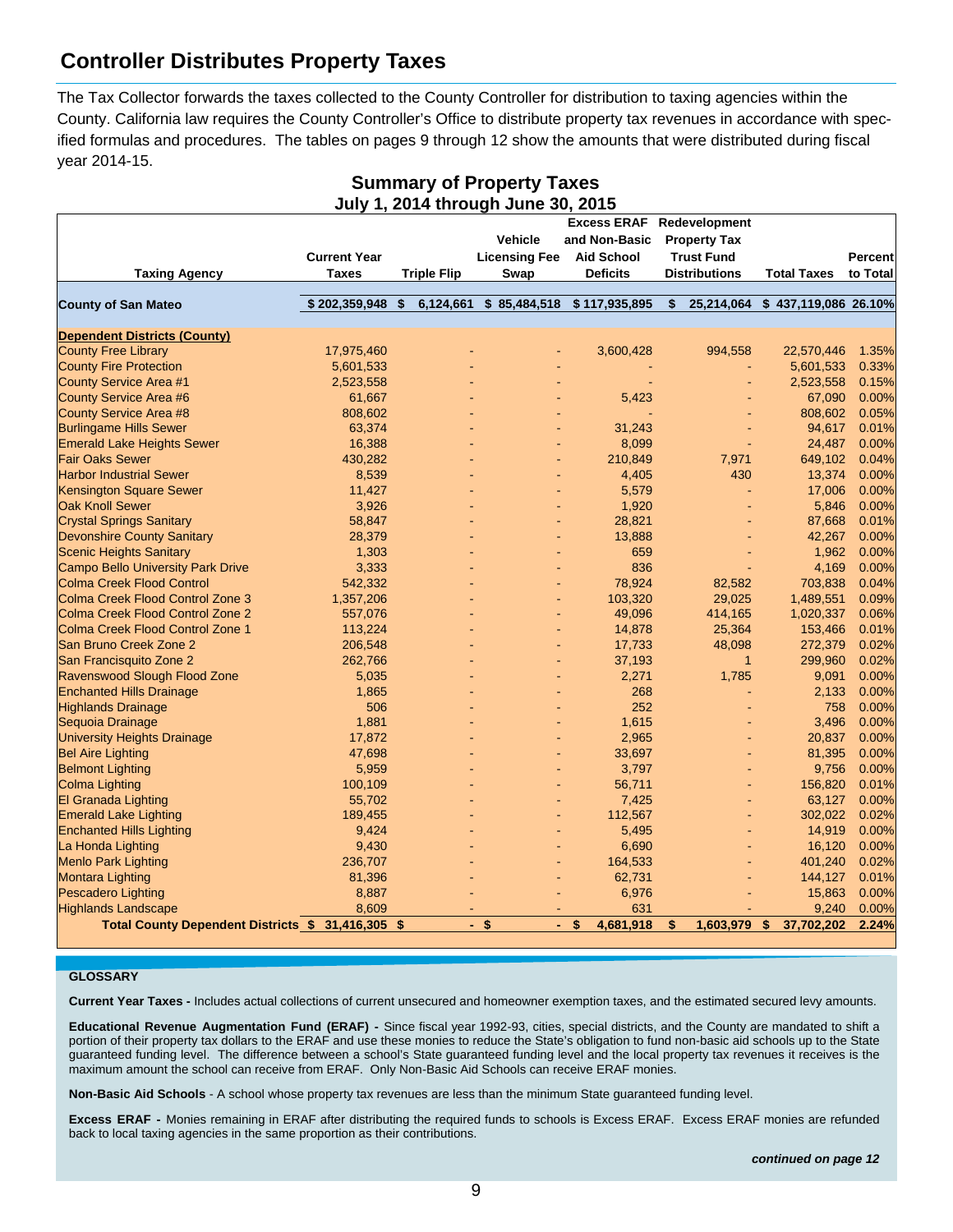## Controller Distributes Property Taxes

The Tax Collector forwards the taxes collected to the County Controller for distribution to taxing agencies within the County. California law requires the County Controller's Office to distribute property tax revenues in accordance with specified formulas and procedures. The tables on pages 9 through 12 show the amounts that were distributed during fiscal year 2014-15.

### Summary of Property Taxes
### July 1, 2014 through June 30, 2015

| Taxing Agency | Current Year Taxes | Triple Flip | Vehicle Licensing Fee Swap | Excess ERAF and Non-Basic Aid School Deficits | Redevelopment Property Tax Trust Fund Distributions | Total Taxes | Percent to Total |
|---|---|---|---|---|---|---|---|
| **County of San Mateo** | **$ 202,359,948** | **$ 6,124,661** | **$ 85,484,518** | **$ 117,935,895** | **$ 25,214,064** | **$ 437,119,086** | **26.10%** |
| **Dependent Districts (County)** | | | | | | | |
| County Free Library | 17,975,460 | - | - | 3,600,428 | 994,558 | 22,570,446 | 1.35% |
| County Fire Protection | 5,601,533 | - | - | - | - | 5,601,533 | 0.33% |
| County Service Area #1 | 2,523,558 | - | - | - | - | 2,523,558 | 0.15% |
| County Service Area #6 | 61,667 | - | - | 5,423 | - | 67,090 | 0.00% |
| County Service Area #8 | 808,602 | - | - | - | - | 808,602 | 0.05% |
| Burlingame Hills Sewer | 63,374 | - | - | 31,243 | - | 94,617 | 0.01% |
| Emerald Lake Heights Sewer | 16,388 | - | - | 8,099 | - | 24,487 | 0.00% |
| Fair Oaks Sewer | 430,282 | - | - | 210,849 | 7,971 | 649,102 | 0.04% |
| Harbor Industrial Sewer | 8,539 | - | - | 4,405 | 430 | 13,374 | 0.00% |
| Kensington Square Sewer | 11,427 | - | - | 5,579 | - | 17,006 | 0.00% |
| Oak Knoll Sewer | 3,926 | - | - | 1,920 | - | 5,846 | 0.00% |
| Crystal Springs Sanitary | 58,847 | - | - | 28,821 | - | 87,668 | 0.01% |
| Devonshire County Sanitary | 28,379 | - | - | 13,888 | - | 42,267 | 0.00% |
| Scenic Heights Sanitary | 1,303 | - | - | 659 | - | 1,962 | 0.00% |
| Campo Bello University Park Drive | 3,333 | - | - | 836 | - | 4,169 | 0.00% |
| Colma Creek Flood Control | 542,332 | - | - | 78,924 | 82,582 | 703,838 | 0.04% |
| Colma Creek Flood Control Zone 3 | 1,357,206 | - | - | 103,320 | 29,025 | 1,489,551 | 0.09% |
| Colma Creek Flood Control Zone 2 | 557,076 | - | - | 49,096 | 414,165 | 1,020,337 | 0.06% |
| Colma Creek Flood Control Zone 1 | 113,224 | - | - | 14,878 | 25,364 | 153,466 | 0.01% |
| San Bruno Creek Zone 2 | 206,548 | - | - | 17,733 | 48,098 | 272,379 | 0.02% |
| San Francisquito Zone 2 | 262,766 | - | - | 37,193 | 1 | 299,960 | 0.02% |
| Ravenswood Slough Flood Zone | 5,035 | - | - | 2,271 | 1,785 | 9,091 | 0.00% |
| Enchanted Hills Drainage | 1,865 | - | - | 268 | - | 2,133 | 0.00% |
| Highlands Drainage | 506 | - | - | 252 | - | 758 | 0.00% |
| Sequoia Drainage | 1,881 | - | - | 1,615 | - | 3,496 | 0.00% |
| University Heights Drainage | 17,872 | - | - | 2,965 | - | 20,837 | 0.00% |
| Bel Aire Lighting | 47,698 | - | - | 33,697 | - | 81,395 | 0.00% |
| Belmont Lighting | 5,959 | - | - | 3,797 | - | 9,756 | 0.00% |
| Colma Lighting | 100,109 | - | - | 56,711 | - | 156,820 | 0.01% |
| El Granada Lighting | 55,702 | - | - | 7,425 | - | 63,127 | 0.00% |
| Emerald Lake Lighting | 189,455 | - | - | 112,567 | - | 302,022 | 0.02% |
| Enchanted Hills Lighting | 9,424 | - | - | 5,495 | - | 14,919 | 0.00% |
| La Honda Lighting | 9,430 | - | - | 6,690 | - | 16,120 | 0.00% |
| Menlo Park Lighting | 236,707 | - | - | 164,533 | - | 401,240 | 0.02% |
| Montara Lighting | 81,396 | - | - | 62,731 | - | 144,127 | 0.01% |
| Pescadero Lighting | 8,887 | - | - | 6,976 | - | 15,863 | 0.00% |
| Highlands Landscape | 8,609 | - | - | 631 | - | 9,240 | 0.00% |
| **Total County Dependent Districts** | **$ 31,416,305** | **$ -** | **$ -** | **$ 4,681,918** | **$ 1,603,979** | **$ 37,702,202** | **2.24%** |

**GLOSSARY**

**Current Year Taxes -** Includes actual collections of current unsecured and homeowner exemption taxes, and the estimated secured levy amounts.

**Educational Revenue Augmentation Fund (ERAF) -** Since fiscal year 1992-93, cities, special districts, and the County are mandated to shift a portion of their property tax dollars to the ERAF and use these monies to reduce the State's obligation to fund non-basic aid schools up to the State guaranteed funding level. The difference between a school's State guaranteed funding level and the local property tax revenues it receives is the maximum amount the school can receive from ERAF. Only Non-Basic Aid Schools can receive ERAF monies.

**Non-Basic Aid Schools** - A school whose property tax revenues are less than the minimum State guaranteed funding level.

**Excess ERAF -** Monies remaining in ERAF after distributing the required funds to schools is Excess ERAF. Excess ERAF monies are refunded back to local taxing agencies in the same proportion as their contributions.

*continued on page 12*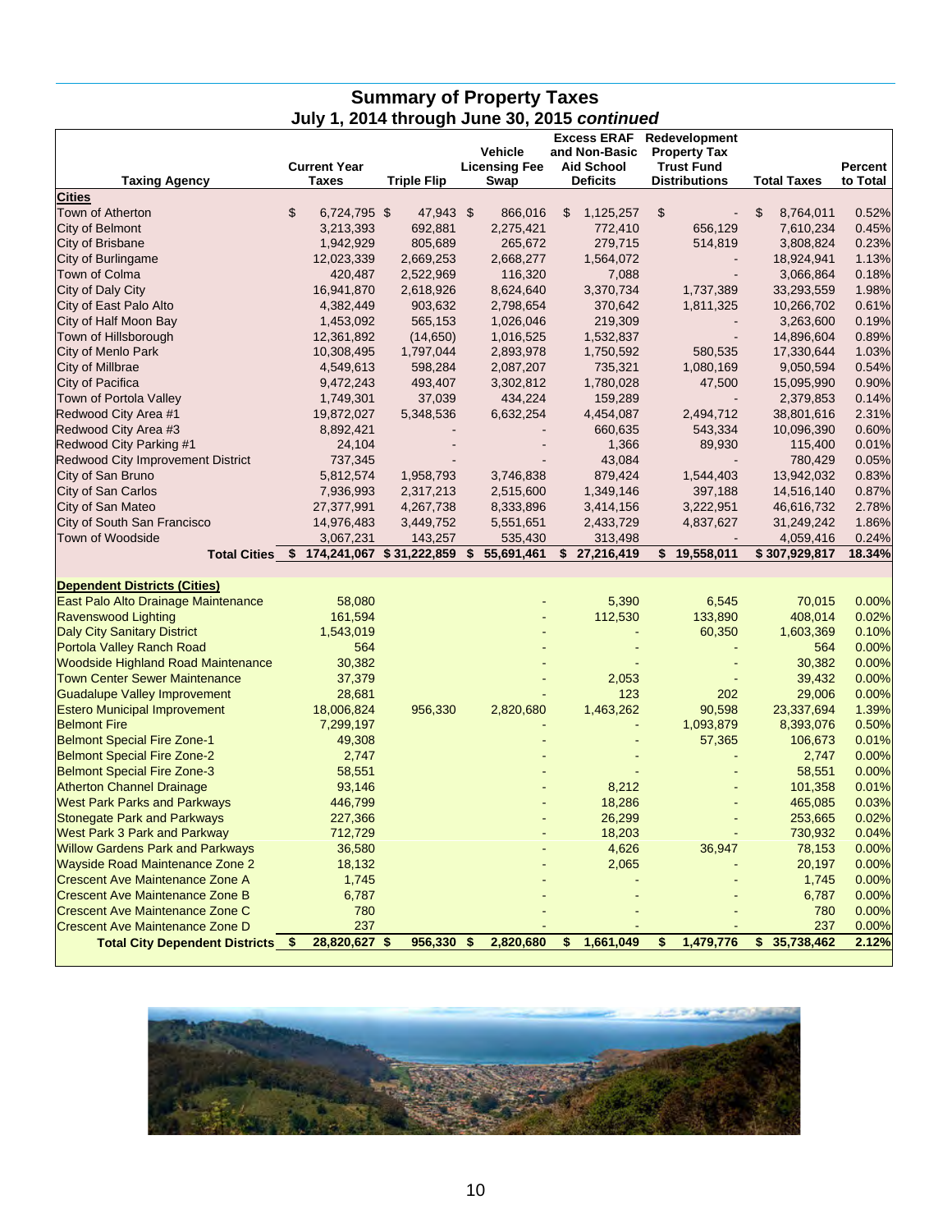## Summary of Property Taxes
### July 1, 2014 through June 30, 2015 *continued*

| Taxing Agency | Current Year Taxes | Triple Flip | Vehicle Licensing Fee Swap | Excess ERAF and Non-Basic Aid School Deficits | Redevelopment Property Tax Trust Fund Distributions | Total Taxes | Percent to Total |
|---|---|---|---|---|---|---|---|
| **Cities** | | | | | | | |
| Town of Atherton | $ 6,724,795 | $ 47,943 | $ 866,016 | $ 1,125,257 | $ - | $ 8,764,011 | 0.52% |
| City of Belmont | 3,213,393 | 692,881 | 2,275,421 | 772,410 | 656,129 | 7,610,234 | 0.45% |
| City of Brisbane | 1,942,929 | 805,689 | 265,672 | 279,715 | 514,819 | 3,808,824 | 0.23% |
| City of Burlingame | 12,023,339 | 2,669,253 | 2,668,277 | 1,564,072 | - | 18,924,941 | 1.13% |
| Town of Colma | 420,487 | 2,522,969 | 116,320 | 7,088 | - | 3,066,864 | 0.18% |
| City of Daly City | 16,941,870 | 2,618,926 | 8,624,640 | 3,370,734 | 1,737,389 | 33,293,559 | 1.98% |
| City of East Palo Alto | 4,382,449 | 903,632 | 2,798,654 | 370,642 | 1,811,325 | 10,266,702 | 0.61% |
| City of Half Moon Bay | 1,453,092 | 565,153 | 1,026,046 | 219,309 | - | 3,263,600 | 0.19% |
| Town of Hillsborough | 12,361,892 | (14,650) | 1,016,525 | 1,532,837 | - | 14,896,604 | 0.89% |
| City of Menlo Park | 10,308,495 | 1,797,044 | 2,893,978 | 1,750,592 | 580,535 | 17,330,644 | 1.03% |
| City of Millbrae | 4,549,613 | 598,284 | 2,087,207 | 735,321 | 1,080,169 | 9,050,594 | 0.54% |
| City of Pacifica | 9,472,243 | 493,407 | 3,302,812 | 1,780,028 | 47,500 | 15,095,990 | 0.90% |
| Town of Portola Valley | 1,749,301 | 37,039 | 434,224 | 159,289 | - | 2,379,853 | 0.14% |
| Redwood City Area #1 | 19,872,027 | 5,348,536 | 6,632,254 | 4,454,087 | 2,494,712 | 38,801,616 | 2.31% |
| Redwood City Area #3 | 8,892,421 | - | - | 660,635 | 543,334 | 10,096,390 | 0.60% |
| Redwood City Parking #1 | 24,104 | - | - | 1,366 | 89,930 | 115,400 | 0.01% |
| Redwood City Improvement District | 737,345 | - | - | 43,084 | - | 780,429 | 0.05% |
| City of San Bruno | 5,812,574 | 1,958,793 | 3,746,838 | 879,424 | 1,544,403 | 13,942,032 | 0.83% |
| City of San Carlos | 7,936,993 | 2,317,213 | 2,515,600 | 1,349,146 | 397,188 | 14,516,140 | 0.87% |
| City of San Mateo | 27,377,991 | 4,267,738 | 8,333,896 | 3,414,156 | 3,222,951 | 46,616,732 | 2.78% |
| City of South San Francisco | 14,976,483 | 3,449,752 | 5,551,651 | 2,433,729 | 4,837,627 | 31,249,242 | 1.86% |
| Town of Woodside | 3,067,231 | 143,257 | 535,430 | 313,498 | - | 4,059,416 | 0.24% |
| **Total Cities** | **$ 174,241,067** | **$ 31,222,859** | **$ 55,691,461** | **$ 27,216,419** | **$ 19,558,011** | **$ 307,929,817** | **18.34%** |
| | | | | | | | |
| **Dependent Districts (Cities)** | | | | | | | |
| East Palo Alto Drainage Maintenance | 58,080 | | - | 5,390 | 6,545 | 70,015 | 0.00% |
| Ravenswood Lighting | 161,594 | | - | 112,530 | 133,890 | 408,014 | 0.02% |
| Daly City Sanitary District | 1,543,019 | | - | - | 60,350 | 1,603,369 | 0.10% |
| Portola Valley Ranch Road | 564 | | - | - | - | 564 | 0.00% |
| Woodside Highland Road Maintenance | 30,382 | | - | - | - | 30,382 | 0.00% |
| Town Center Sewer Maintenance | 37,379 | | - | 2,053 | - | 39,432 | 0.00% |
| Guadalupe Valley Improvement | 28,681 | | - | 123 | 202 | 29,006 | 0.00% |
| Estero Municipal Improvement | 18,006,824 | 956,330 | 2,820,680 | 1,463,262 | 90,598 | 23,337,694 | 1.39% |
| Belmont Fire | 7,299,197 | | - | - | 1,093,879 | 8,393,076 | 0.50% |
| Belmont Special Fire Zone-1 | 49,308 | | - | - | 57,365 | 106,673 | 0.01% |
| Belmont Special Fire Zone-2 | 2,747 | | - | - | - | 2,747 | 0.00% |
| Belmont Special Fire Zone-3 | 58,551 | | - | - | - | 58,551 | 0.00% |
| Atherton Channel Drainage | 93,146 | | - | 8,212 | - | 101,358 | 0.01% |
| West Park Parks and Parkways | 446,799 | | - | 18,286 | - | 465,085 | 0.03% |
| Stonegate Park and Parkways | 227,366 | | - | 26,299 | - | 253,665 | 0.02% |
| West Park 3 Park and Parkway | 712,729 | | - | 18,203 | - | 730,932 | 0.04% |
| Willow Gardens Park and Parkways | 36,580 | | - | 4,626 | 36,947 | 78,153 | 0.00% |
| Wayside Road Maintenance Zone 2 | 18,132 | | - | 2,065 | - | 20,197 | 0.00% |
| Crescent Ave Maintenance Zone A | 1,745 | | - | - | - | 1,745 | 0.00% |
| Crescent Ave Maintenance Zone B | 6,787 | | - | - | - | 6,787 | 0.00% |
| Crescent Ave Maintenance Zone C | 780 | | - | - | - | 780 | 0.00% |
| Crescent Ave Maintenance Zone D | 237 | | - | - | - | 237 | 0.00% |
| **Total City Dependent Districts** | **$ 28,820,627** | **$ 956,330** | **$ 2,820,680** | **$ 1,661,049** | **$ 1,479,776** | **$ 35,738,462** | **2.12%** |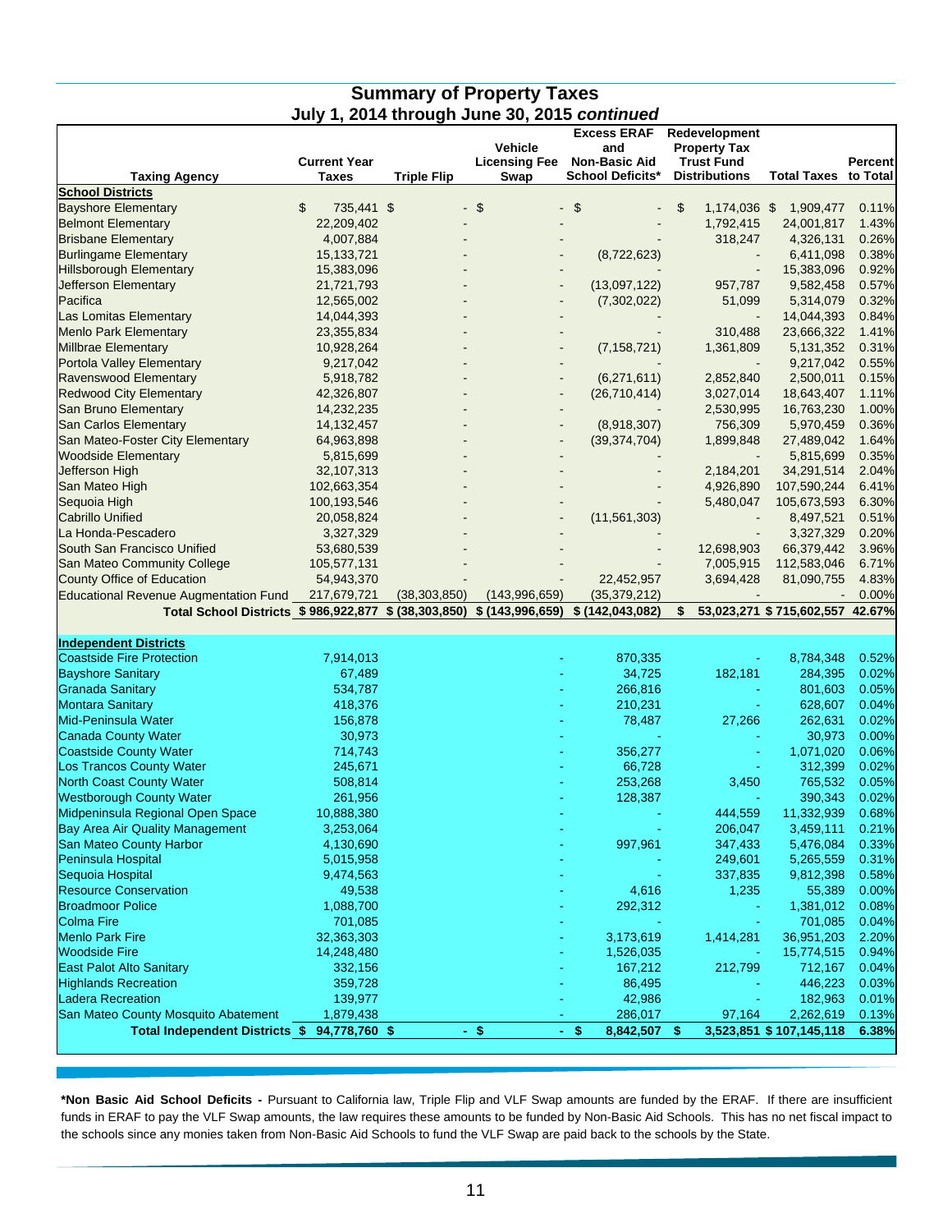## Summary of Property Taxes
### July 1, 2014 through June 30, 2015 *continued*

| Taxing Agency | Current Year Taxes | Triple Flip | Vehicle Licensing Fee Swap | Excess ERAF and Non-Basic Aid School Deficits* | Redevelopment Property Tax Trust Fund Distributions | Total Taxes | Percent to Total |
|---|---|---|---|---|---|---|---|
| **School Districts** | | | | | | | |
| Bayshore Elementary | $ 735,441 | $ - | $ - | $ - | $ 1,174,036 | $ 1,909,477 | 0.11% |
| Belmont Elementary | 22,209,402 | - | - | - | 1,792,415 | 24,001,817 | 1.43% |
| Brisbane Elementary | 4,007,884 | - | - | - | 318,247 | 4,326,131 | 0.26% |
| Burlingame Elementary | 15,133,721 | - | - | (8,722,623) | - | 6,411,098 | 0.38% |
| Hillsborough Elementary | 15,383,096 | - | - | - | - | 15,383,096 | 0.92% |
| Jefferson Elementary | 21,721,793 | - | - | (13,097,122) | 957,787 | 9,582,458 | 0.57% |
| Pacifica | 12,565,002 | - | - | (7,302,022) | 51,099 | 5,314,079 | 0.32% |
| Las Lomitas Elementary | 14,044,393 | - | - | - | - | 14,044,393 | 0.84% |
| Menlo Park Elementary | 23,355,834 | - | - | - | 310,488 | 23,666,322 | 1.41% |
| Millbrae Elementary | 10,928,264 | - | - | (7,158,721) | 1,361,809 | 5,131,352 | 0.31% |
| Portola Valley Elementary | 9,217,042 | - | - | - | - | 9,217,042 | 0.55% |
| Ravenswood Elementary | 5,918,782 | - | - | (6,271,611) | 2,852,840 | 2,500,011 | 0.15% |
| Redwood City Elementary | 42,326,807 | - | - | (26,710,414) | 3,027,014 | 18,643,407 | 1.11% |
| San Bruno Elementary | 14,232,235 | - | - | - | 2,530,995 | 16,763,230 | 1.00% |
| San Carlos Elementary | 14,132,457 | - | - | (8,918,307) | 756,309 | 5,970,459 | 0.36% |
| San Mateo-Foster City Elementary | 64,963,898 | - | - | (39,374,704) | 1,899,848 | 27,489,042 | 1.64% |
| Woodside Elementary | 5,815,699 | - | - | - | - | 5,815,699 | 0.35% |
| Jefferson High | 32,107,313 | - | - | - | 2,184,201 | 34,291,514 | 2.04% |
| San Mateo High | 102,663,354 | - | - | - | 4,926,890 | 107,590,244 | 6.41% |
| Sequoia High | 100,193,546 | - | - | - | 5,480,047 | 105,673,593 | 6.30% |
| Cabrillo Unified | 20,058,824 | - | - | (11,561,303) | - | 8,497,521 | 0.51% |
| La Honda-Pescadero | 3,327,329 | - | - | - | - | 3,327,329 | 0.20% |
| South San Francisco Unified | 53,680,539 | - | - | - | 12,698,903 | 66,379,442 | 3.96% |
| San Mateo Community College | 105,577,131 | - | - | - | 7,005,915 | 112,583,046 | 6.71% |
| County Office of Education | 54,943,370 | - | - | 22,452,957 | 3,694,428 | 81,090,755 | 4.83% |
| Educational Revenue Augmentation Fund | 217,679,721 | (38,303,850) | (143,996,659) | (35,379,212) | - | - | 0.00% |
| **Total School Districts** | **$ 986,922,877** | **$ (38,303,850)** | **$ (143,996,659)** | **$ (142,043,082)** | **$ 53,023,271** | **$ 715,602,557** | **42.67%** |
| **Independent Districts** | | | | | | | |
| Coastside Fire Protection | 7,914,013 | | - | 870,335 | - | 8,784,348 | 0.52% |
| Bayshore Sanitary | 67,489 | | - | 34,725 | 182,181 | 284,395 | 0.02% |
| Granada Sanitary | 534,787 | | - | 266,816 | - | 801,603 | 0.05% |
| Montara Sanitary | 418,376 | | - | 210,231 | - | 628,607 | 0.04% |
| Mid-Peninsula Water | 156,878 | | - | 78,487 | 27,266 | 262,631 | 0.02% |
| Canada County Water | 30,973 | | - | - | - | 30,973 | 0.00% |
| Coastside County Water | 714,743 | | - | 356,277 | - | 1,071,020 | 0.06% |
| Los Trancos County Water | 245,671 | | - | 66,728 | - | 312,399 | 0.02% |
| North Coast County Water | 508,814 | | - | 253,268 | 3,450 | 765,532 | 0.05% |
| Westborough County Water | 261,956 | | - | 128,387 | - | 390,343 | 0.02% |
| Midpeninsula Regional Open Space | 10,888,380 | | - | - | 444,559 | 11,332,939 | 0.68% |
| Bay Area Air Quality Management | 3,253,064 | | - | - | 206,047 | 3,459,111 | 0.21% |
| San Mateo County Harbor | 4,130,690 | | - | 997,961 | 347,433 | 5,476,084 | 0.33% |
| Peninsula Hospital | 5,015,958 | | - | - | 249,601 | 5,265,559 | 0.31% |
| Sequoia Hospital | 9,474,563 | | - | - | 337,835 | 9,812,398 | 0.58% |
| Resource Conservation | 49,538 | | - | 4,616 | 1,235 | 55,389 | 0.00% |
| Broadmoor Police | 1,088,700 | | - | 292,312 | - | 1,381,012 | 0.08% |
| Colma Fire | 701,085 | | - | - | - | 701,085 | 0.04% |
| Menlo Park Fire | 32,363,303 | | - | 3,173,619 | 1,414,281 | 36,951,203 | 2.20% |
| Woodside Fire | 14,248,480 | | - | 1,526,035 | - | 15,774,515 | 0.94% |
| East Palot Alto Sanitary | 332,156 | | - | 167,212 | 212,799 | 712,167 | 0.04% |
| Highlands Recreation | 359,728 | | - | 86,495 | - | 446,223 | 0.03% |
| Ladera Recreation | 139,977 | | - | 42,986 | - | 182,963 | 0.01% |
| San Mateo County Mosquito Abatement | 1,879,438 | | - | 286,017 | 97,164 | 2,262,619 | 0.13% |
| **Total Independent Districts** | **$ 94,778,760** | **$ -** | **$ -** | **$ 8,842,507** | **$ 3,523,851** | **$ 107,145,118** | **6.38%** |

**\*Non Basic Aid School Deficits -** Pursuant to California law, Triple Flip and VLF Swap amounts are funded by the ERAF. If there are insufficient funds in ERAF to pay the VLF Swap amounts, the law requires these amounts to be funded by Non-Basic Aid Schools. This has no net fiscal impact to the schools since any monies taken from Non-Basic Aid Schools to fund the VLF Swap are paid back to the schools by the State.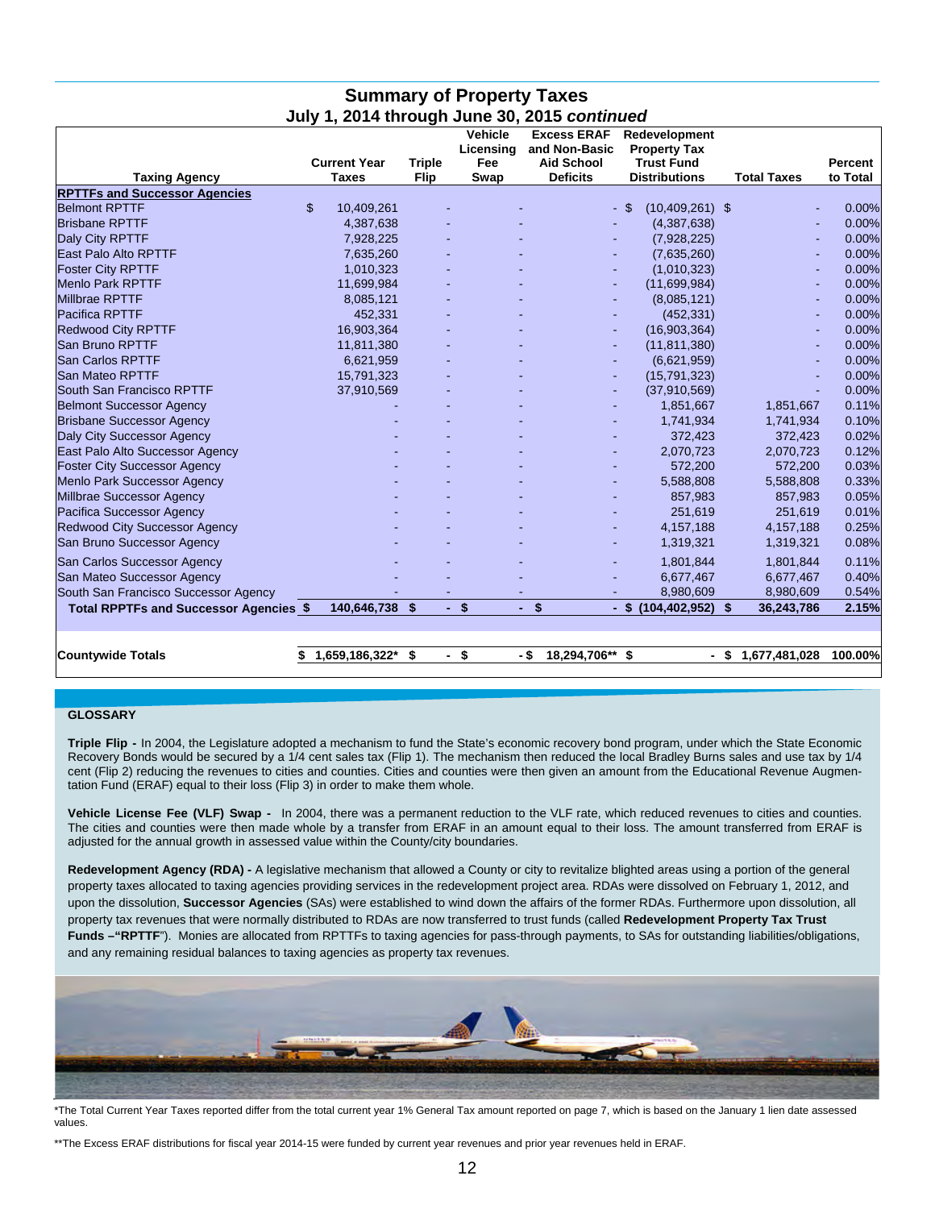## Summary of Property Taxes
### July 1, 2014 through June 30, 2015 *continued*

| Taxing Agency | Current Year Taxes | Triple Flip | Vehicle Licensing Fee Swap | Excess ERAF and Non-Basic Aid School Deficits | Redevelopment Property Tax Trust Fund Distributions | Total Taxes | Percent to Total |
|---|---|---|---|---|---|---|---|
| **RPTTFs and Successor Agencies** | | | | | | | |
| Belmont RPTTF | $ 10,409,261 | - | - | - | $ (10,409,261) | $ - | 0.00% |
| Brisbane RPTTF | 4,387,638 | - | - | - | (4,387,638) | - | 0.00% |
| Daly City RPTTF | 7,928,225 | - | - | - | (7,928,225) | - | 0.00% |
| East Palo Alto RPTTF | 7,635,260 | - | - | - | (7,635,260) | - | 0.00% |
| Foster City RPTTF | 1,010,323 | - | - | - | (1,010,323) | - | 0.00% |
| Menlo Park RPTTF | 11,699,984 | - | - | - | (11,699,984) | - | 0.00% |
| Millbrae RPTTF | 8,085,121 | - | - | - | (8,085,121) | - | 0.00% |
| Pacifica RPTTF | 452,331 | - | - | - | (452,331) | - | 0.00% |
| Redwood City RPTTF | 16,903,364 | - | - | - | (16,903,364) | - | 0.00% |
| San Bruno RPTTF | 11,811,380 | - | - | - | (11,811,380) | - | 0.00% |
| San Carlos RPTTF | 6,621,959 | - | - | - | (6,621,959) | - | 0.00% |
| San Mateo RPTTF | 15,791,323 | - | - | - | (15,791,323) | - | 0.00% |
| South San Francisco RPTTF | 37,910,569 | - | - | - | (37,910,569) | - | 0.00% |
| Belmont Successor Agency | - | - | - | - | 1,851,667 | 1,851,667 | 0.11% |
| Brisbane Successor Agency | - | - | - | - | 1,741,934 | 1,741,934 | 0.10% |
| Daly City Successor Agency | - | - | - | - | 372,423 | 372,423 | 0.02% |
| East Palo Alto Successor Agency | - | - | - | - | 2,070,723 | 2,070,723 | 0.12% |
| Foster City Successor Agency | - | - | - | - | 572,200 | 572,200 | 0.03% |
| Menlo Park Successor Agency | - | - | - | - | 5,588,808 | 5,588,808 | 0.33% |
| Millbrae Successor Agency | - | - | - | - | 857,983 | 857,983 | 0.05% |
| Pacifica Successor Agency | - | - | - | - | 251,619 | 251,619 | 0.01% |
| Redwood City Successor Agency | - | - | - | - | 4,157,188 | 4,157,188 | 0.25% |
| San Bruno Successor Agency | - | - | - | - | 1,319,321 | 1,319,321 | 0.08% |
| San Carlos Successor Agency | - | - | - | - | 1,801,844 | 1,801,844 | 0.11% |
| San Mateo Successor Agency | - | - | - | - | 6,677,467 | 6,677,467 | 0.40% |
| South San Francisco Successor Agency | - | - | - | - | 8,980,609 | 8,980,609 | 0.54% |
| **Total RPPTFs and Successor Agencies** | **$ 140,646,738** | **$ -** | **$ -** | **$ -** | **$ (104,402,952)** | **$ 36,243,786** | **2.15%** |
| | | | | | | | |
| **Countywide Totals** | **$ 1,659,186,322*** | **$ -** | **$ -** | **$ 18,294,706**** | **$ -** | **$ 1,677,481,028** | **100.00%** |

**GLOSSARY**

**Triple Flip -** In 2004, the Legislature adopted a mechanism to fund the State's economic recovery bond program, under which the State Economic Recovery Bonds would be secured by a 1/4 cent sales tax (Flip 1). The mechanism then reduced the local Bradley Burns sales and use tax by 1/4 cent (Flip 2) reducing the revenues to cities and counties. Cities and counties were then given an amount from the Educational Revenue Augmentation Fund (ERAF) equal to their loss (Flip 3) in order to make them whole.

**Vehicle License Fee (VLF) Swap -** In 2004, there was a permanent reduction to the VLF rate, which reduced revenues to cities and counties. The cities and counties were then made whole by a transfer from ERAF in an amount equal to their loss. The amount transferred from ERAF is adjusted for the annual growth in assessed value within the County/city boundaries.

**Redevelopment Agency (RDA) -** A legislative mechanism that allowed a County or city to revitalize blighted areas using a portion of the general property taxes allocated to taxing agencies providing services in the redevelopment project area. RDAs were dissolved on February 1, 2012, and upon the dissolution, **Successor Agencies** (SAs) were established to wind down the affairs of the former RDAs. Furthermore upon dissolution, all property tax revenues that were normally distributed to RDAs are now transferred to trust funds (called **Redevelopment Property Tax Trust Funds –"RPTTF"**). Monies are allocated from RPTTFs to taxing agencies for pass-through payments, to SAs for outstanding liabilities/obligations, and any remaining residual balances to taxing agencies as property tax revenues.

*The Total Current Year Taxes reported differ from the total current year 1% General Tax amount reported on page 7, which is based on the January 1 lien date assessed values.

**The Excess ERAF distributions for fiscal year 2014-15 were funded by current year revenues and prior year revenues held in ERAF.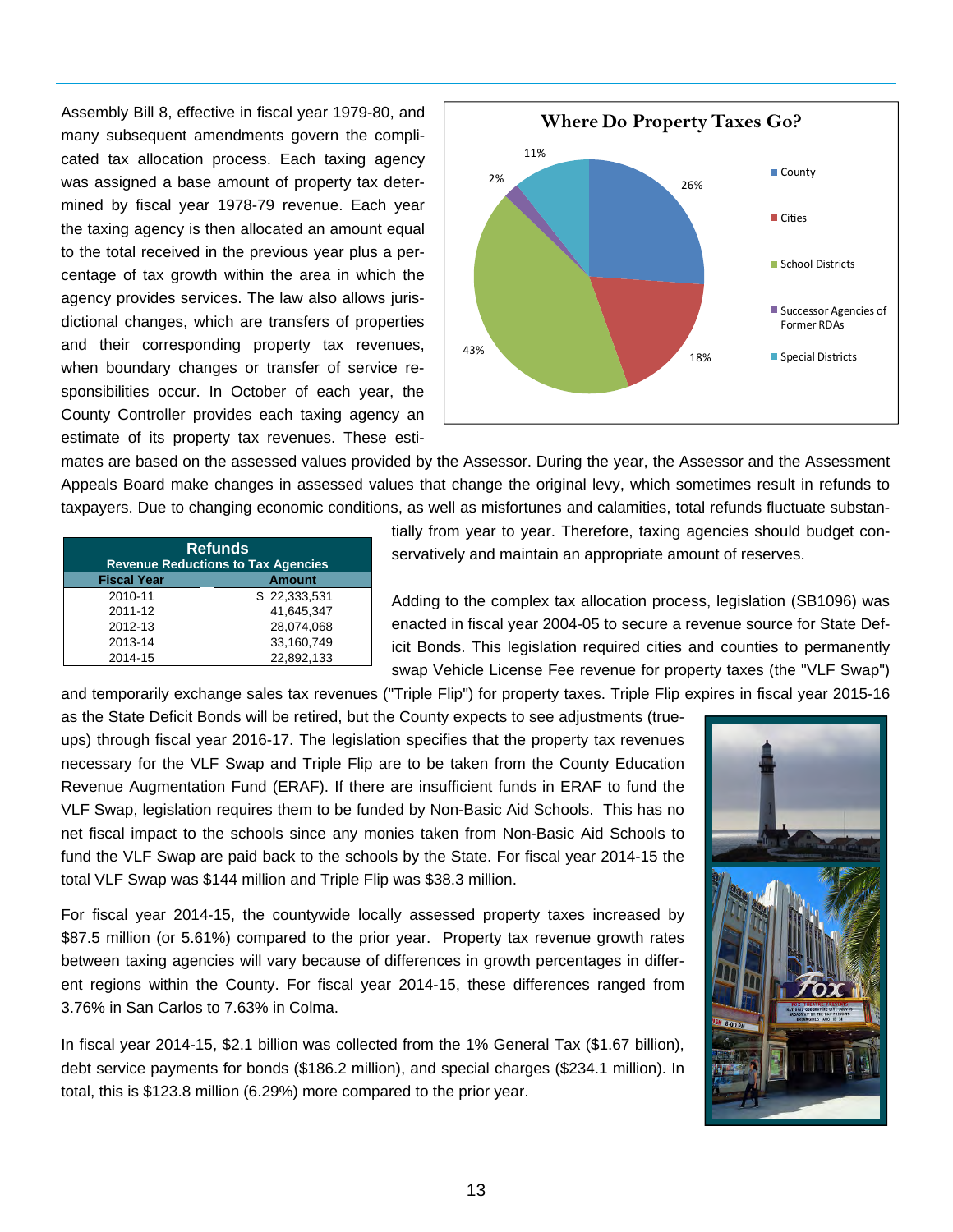Assembly Bill 8, effective in fiscal year 1979-80, and many subsequent amendments govern the complicated tax allocation process. Each taxing agency was assigned a base amount of property tax determined by fiscal year 1978-79 revenue. Each year the taxing agency is then allocated an amount equal to the total received in the previous year plus a percentage of tax growth within the area in which the agency provides services. The law also allows jurisdictional changes, which are transfers of properties and their corresponding property tax revenues, when boundary changes or transfer of service responsibilities occur. In October of each year, the County Controller provides each taxing agency an estimate of its property tax revenues. These estimates are based on the assessed values provided by the Assessor. During the year, the Assessor and the Assessment Appeals Board make changes in assessed values that change the original levy, which sometimes result in refunds to taxpayers. Due to changing economic conditions, as well as misfortunes and calamities, total refunds fluctuate substantially from year to year. Therefore, taxing agencies should budget conservatively and maintain an appropriate amount of reserves.

**Where Do Property Taxes Go?**

| Category | Share |
|---|---|
| County | 26% |
| Cities | 18% |
| School Districts | 43% |
| Successor Agencies of Former RDAs | 2% |
| Special Districts | 11% |

**Refunds**
**Revenue Reductions to Tax Agencies**

| Fiscal Year | Amount |
|---|---|
| 2010-11 | $ 22,333,531 |
| 2011-12 | 41,645,347 |
| 2012-13 | 28,074,068 |
| 2013-14 | 33,160,749 |
| 2014-15 | 22,892,133 |

Adding to the complex tax allocation process, legislation (SB1096) was enacted in fiscal year 2004-05 to secure a revenue source for State Deficit Bonds. This legislation required cities and counties to permanently swap Vehicle License Fee revenue for property taxes (the "VLF Swap") and temporarily exchange sales tax revenues ("Triple Flip") for property taxes. Triple Flip expires in fiscal year 2015-16 as the State Deficit Bonds will be retired, but the County expects to see adjustments (true-ups) through fiscal year 2016-17. The legislation specifies that the property tax revenues necessary for the VLF Swap and Triple Flip are to be taken from the County Education Revenue Augmentation Fund (ERAF). If there are insufficient funds in ERAF to fund the VLF Swap, legislation requires them to be funded by Non-Basic Aid Schools. This has no net fiscal impact to the schools since any monies taken from Non-Basic Aid Schools to fund the VLF Swap are paid back to the schools by the State. For fiscal year 2014-15 the total VLF Swap was $144 million and Triple Flip was $38.3 million.

For fiscal year 2014-15, the countywide locally assessed property taxes increased by $87.5 million (or 5.61%) compared to the prior year. Property tax revenue growth rates between taxing agencies will vary because of differences in growth percentages in different regions within the County. For fiscal year 2014-15, these differences ranged from 3.76% in San Carlos to 7.63% in Colma.

In fiscal year 2014-15, $2.1 billion was collected from the 1% General Tax ($1.67 billion), debt service payments for bonds ($186.2 million), and special charges ($234.1 million). In total, this is $123.8 million (6.29%) more compared to the prior year.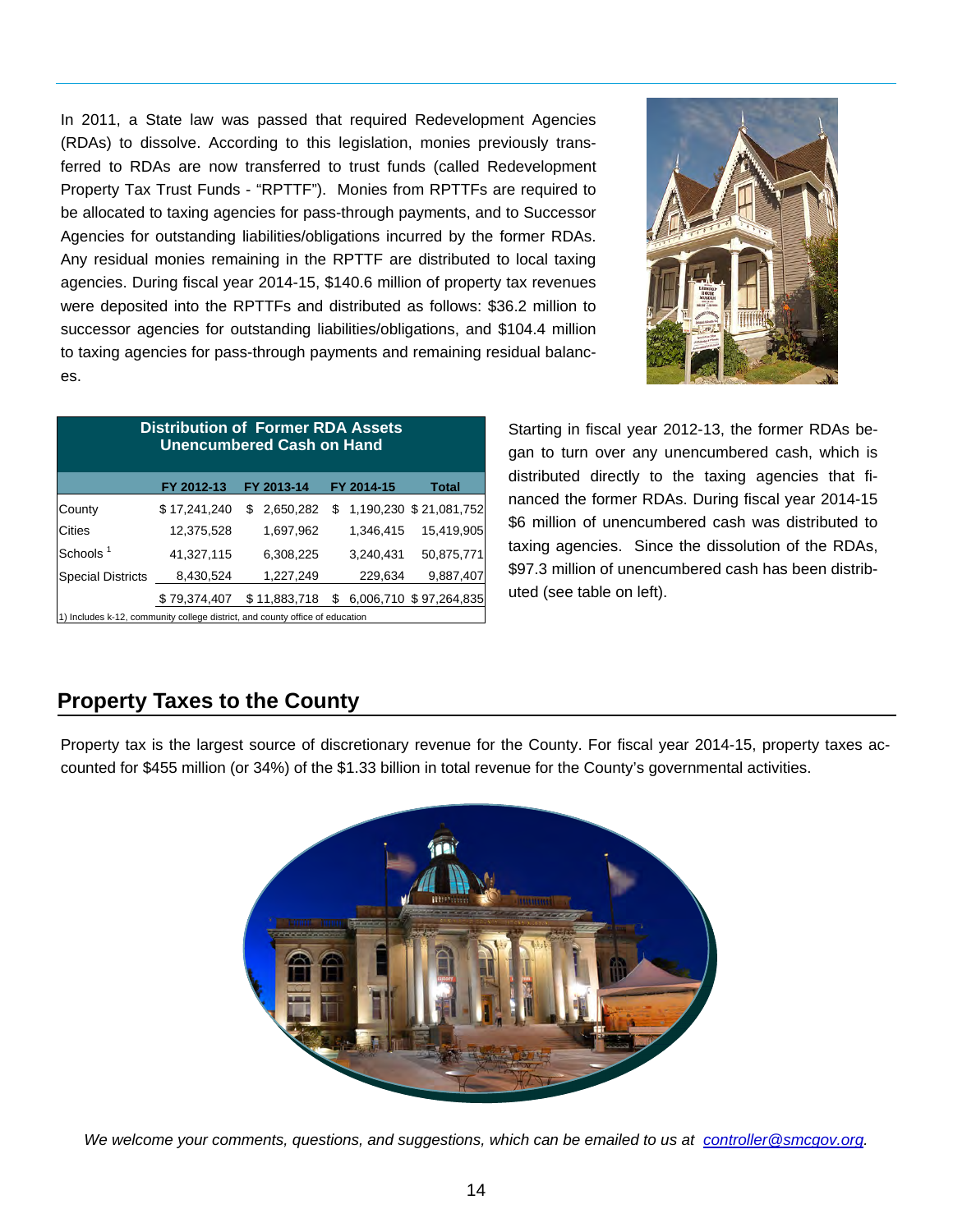In 2011, a State law was passed that required Redevelopment Agencies (RDAs) to dissolve. According to this legislation, monies previously transferred to RDAs are now transferred to trust funds (called Redevelopment Property Tax Trust Funds - "RPTTF"). Monies from RPTTFs are required to be allocated to taxing agencies for pass-through payments, and to Successor Agencies for outstanding liabilities/obligations incurred by the former RDAs. Any residual monies remaining in the RPTTF are distributed to local taxing agencies. During fiscal year 2014-15, $140.6 million of property tax revenues were deposited into the RPTTFs and distributed as follows: $36.2 million to successor agencies for outstanding liabilities/obligations, and $104.4 million to taxing agencies for pass-through payments and remaining residual balances.

**Distribution of Former RDA Assets**
**Unencumbered Cash on Hand**

| | FY 2012-13 | FY 2013-14 | FY 2014-15 | Total |
|---|---|---|---|---|
| County | $ 17,241,240 | $ 2,650,282 | $ 1,190,230 | $ 21,081,752 |
| Cities | 12,375,528 | 1,697,962 | 1,346,415 | 15,419,905 |
| Schools [1] | 41,327,115 | 6,308,225 | 3,240,431 | 50,875,771 |
| Special Districts | 8,430,524 | 1,227,249 | 229,634 | 9,887,407 |
| | $ 79,374,407 | $ 11,883,718 | $ 6,006,710 | $ 97,264,835 |

1) Includes k-12, community college district, and county office of education

Starting in fiscal year 2012-13, the former RDAs began to turn over any unencumbered cash, which is distributed directly to the taxing agencies that financed the former RDAs. During fiscal year 2014-15 $6 million of unencumbered cash was distributed to taxing agencies. Since the dissolution of the RDAs, $97.3 million of unencumbered cash has been distributed (see table on left).

## Property Taxes to the County

Property tax is the largest source of discretionary revenue for the County. For fiscal year 2014-15, property taxes accounted for $455 million (or 34%) of the $1.33 billion in total revenue for the County's governmental activities.

*We welcome your comments, questions, and suggestions, which can be emailed to us at controller@smcgov.org.*